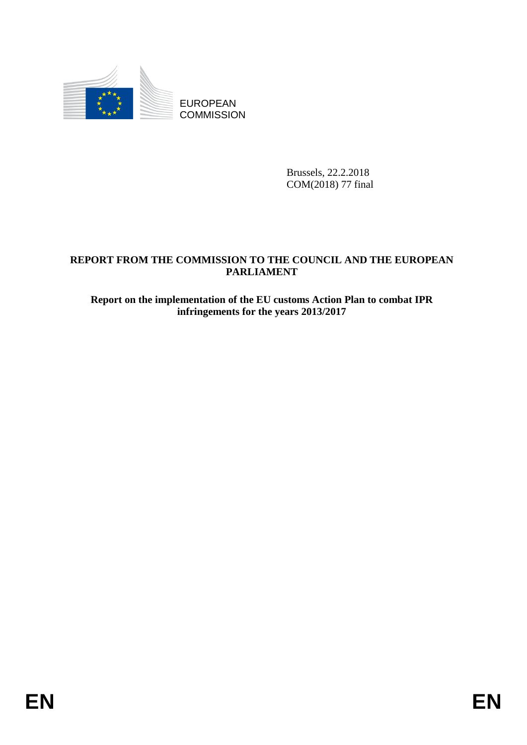EUROPEAN COMMISSION

Brussels, 22.2.2018
COM(2018) 77 final

# REPORT FROM THE COMMISSION TO THE COUNCIL AND THE EUROPEAN PARLIAMENT

## Report on the implementation of the EU customs Action Plan to combat IPR infringements for the years 2013/2017

EN EN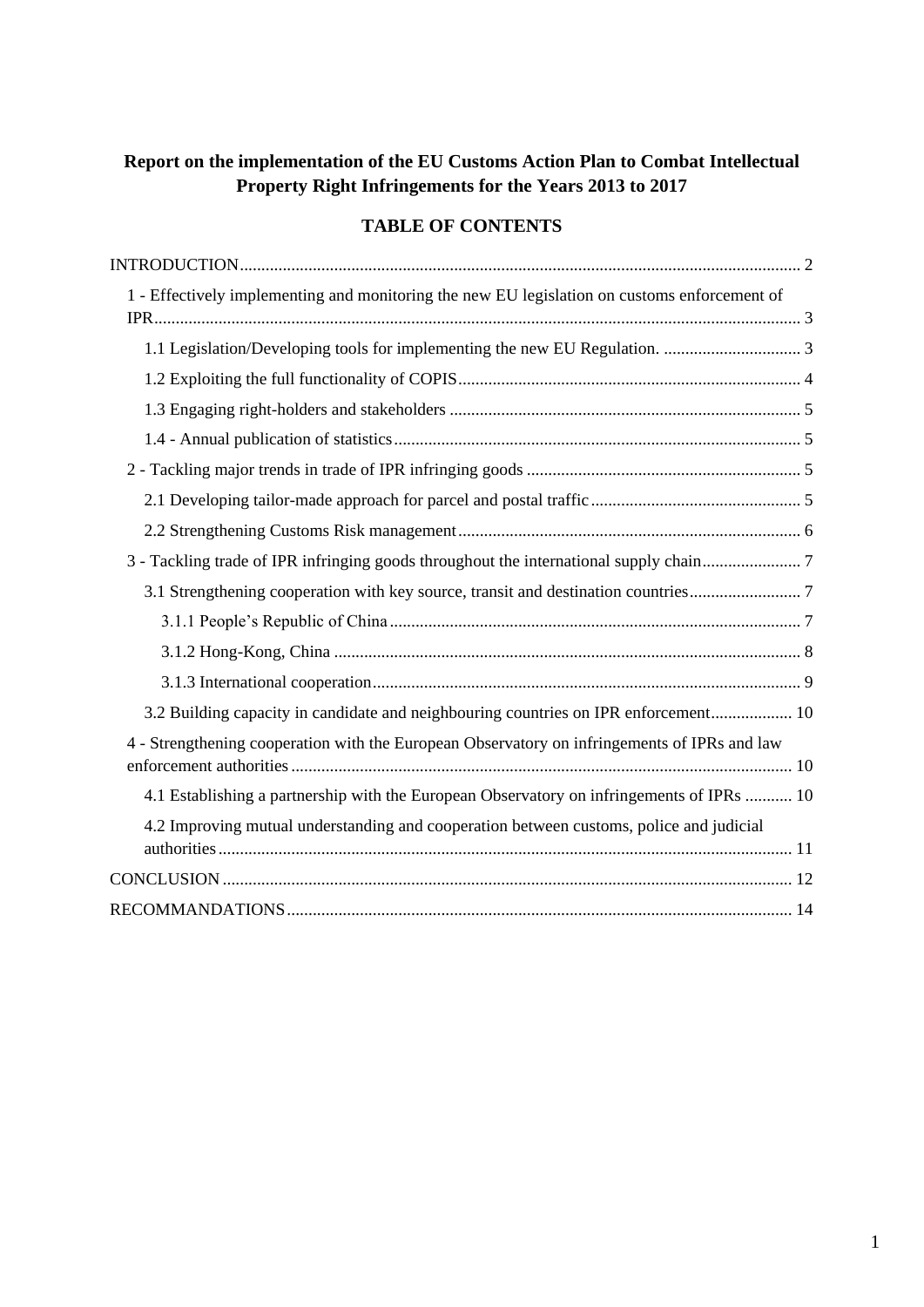**Report on the implementation of the EU Customs Action Plan to Combat Intellectual Property Right Infringements for the Years 2013 to 2017**

**TABLE OF CONTENTS**

INTRODUCTION .................................................................................................................. 2

- 1 - Effectively implementing and monitoring the new EU legislation on customs enforcement of IPR ..................................................................................................................... 3
  - 1.1 Legislation/Developing tools for implementing the new EU Regulation. ................................ 3
  - 1.2 Exploiting the full functionality of COPIS ............................................................................... 4
  - 1.3 Engaging right-holders and stakeholders ................................................................................. 5
  - 1.4 - Annual publication of statistics .............................................................................................. 5
- 2 - Tackling major trends in trade of IPR infringing goods ................................................................ 5
  - 2.1 Developing tailor-made approach for parcel and postal traffic ................................................. 5
  - 2.2 Strengthening Customs Risk management ................................................................................ 6
- 3 - Tackling trade of IPR infringing goods throughout the international supply chain ....................... 7
  - 3.1 Strengthening cooperation with key source, transit and destination countries .......................... 7
    - 3.1.1 People's Republic of China ............................................................................................... 7
    - 3.1.2 Hong-Kong, China ............................................................................................................ 8
    - 3.1.3 International cooperation ................................................................................................... 9
  - 3.2 Building capacity in candidate and neighbouring countries on IPR enforcement ................... 10
- 4 - Strengthening cooperation with the European Observatory on infringements of IPRs and law enforcement authorities .................................................................................................................... 10
  - 4.1 Establishing a partnership with the European Observatory on infringements of IPRs ........... 10
  - 4.2 Improving mutual understanding and cooperation between customs, police and judicial authorities ..................................................................................................................................... 11

CONCLUSION .................................................................................................................... 12

RECOMMANDATIONS ..................................................................................................... 14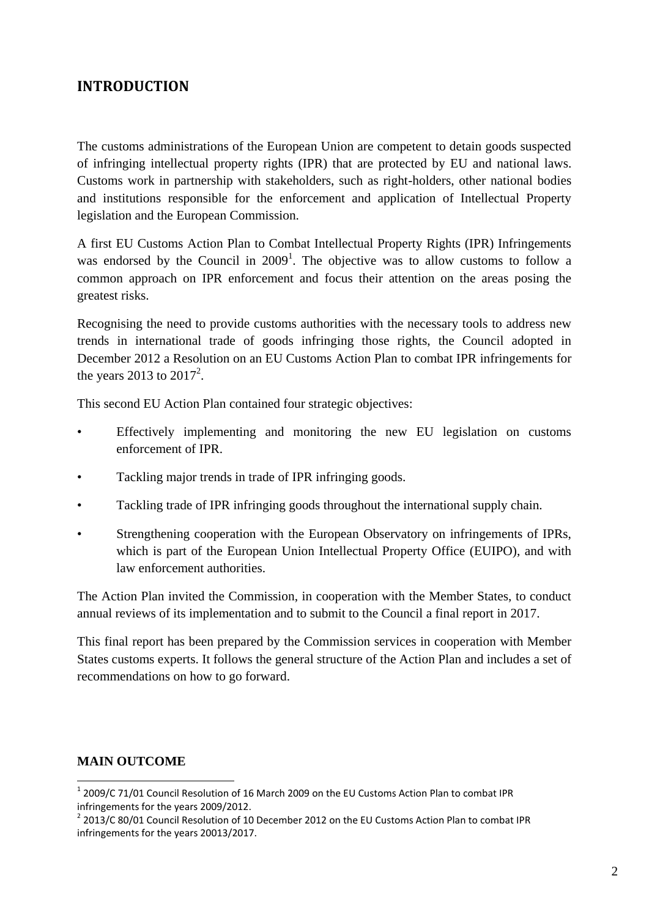## INTRODUCTION

The customs administrations of the European Union are competent to detain goods suspected of infringing intellectual property rights (IPR) that are protected by EU and national laws. Customs work in partnership with stakeholders, such as right-holders, other national bodies and institutions responsible for the enforcement and application of Intellectual Property legislation and the European Commission.

A first EU Customs Action Plan to Combat Intellectual Property Rights (IPR) Infringements was endorsed by the Council in 2009[1]. The objective was to allow customs to follow a common approach on IPR enforcement and focus their attention on the areas posing the greatest risks.

Recognising the need to provide customs authorities with the necessary tools to address new trends in international trade of goods infringing those rights, the Council adopted in December 2012 a Resolution on an EU Customs Action Plan to combat IPR infringements for the years 2013 to 2017[2].

This second EU Action Plan contained four strategic objectives:

- Effectively implementing and monitoring the new EU legislation on customs enforcement of IPR.
- Tackling major trends in trade of IPR infringing goods.
- Tackling trade of IPR infringing goods throughout the international supply chain.
- Strengthening cooperation with the European Observatory on infringements of IPRs, which is part of the European Union Intellectual Property Office (EUIPO), and with law enforcement authorities.

The Action Plan invited the Commission, in cooperation with the Member States, to conduct annual reviews of its implementation and to submit to the Council a final report in 2017.

This final report has been prepared by the Commission services in cooperation with Member States customs experts. It follows the general structure of the Action Plan and includes a set of recommendations on how to go forward.

**MAIN OUTCOME**

[1] 2009/C 71/01 Council Resolution of 16 March 2009 on the EU Customs Action Plan to combat IPR infringements for the years 2009/2012.

[2] 2013/C 80/01 Council Resolution of 10 December 2012 on the EU Customs Action Plan to combat IPR infringements for the years 20013/2017.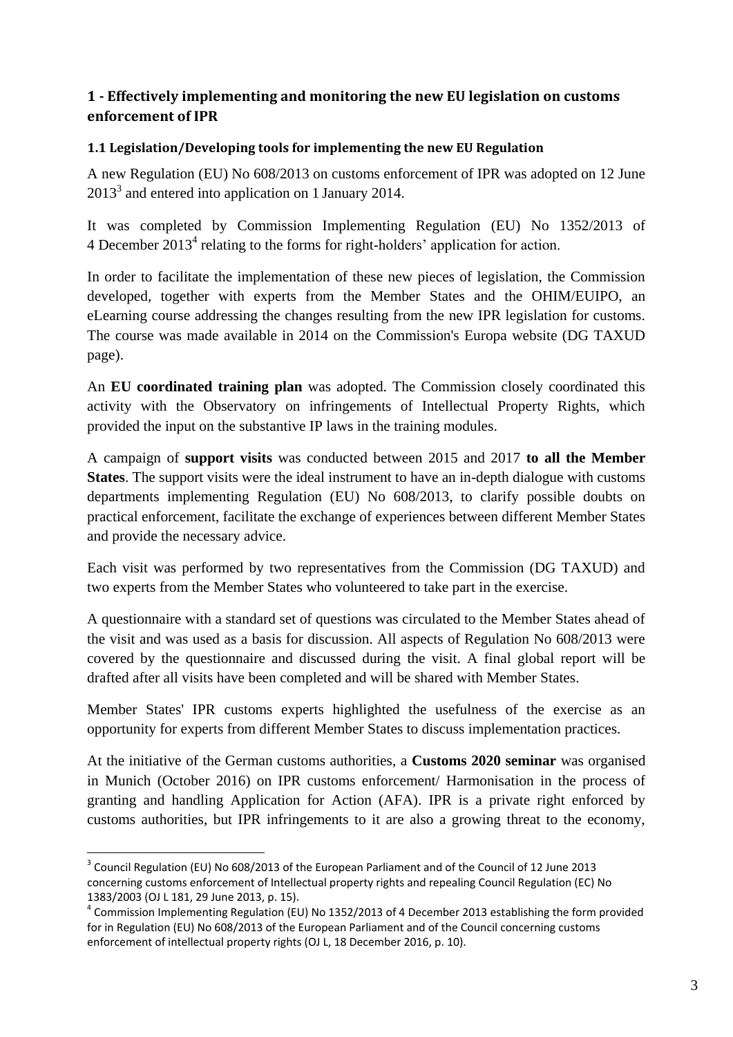## 1 - Effectively implementing and monitoring the new EU legislation on customs enforcement of IPR

### 1.1 Legislation/Developing tools for implementing the new EU Regulation

A new Regulation (EU) No 608/2013 on customs enforcement of IPR was adopted on 12 June 2013[3] and entered into application on 1 January 2014.

It was completed by Commission Implementing Regulation (EU) No 1352/2013 of 4 December 2013[4] relating to the forms for right-holders' application for action.

In order to facilitate the implementation of these new pieces of legislation, the Commission developed, together with experts from the Member States and the OHIM/EUIPO, an eLearning course addressing the changes resulting from the new IPR legislation for customs. The course was made available in 2014 on the Commission's Europa website (DG TAXUD page).

An **EU coordinated training plan** was adopted. The Commission closely coordinated this activity with the Observatory on infringements of Intellectual Property Rights, which provided the input on the substantive IP laws in the training modules.

A campaign of **support visits** was conducted between 2015 and 2017 **to all the Member States**. The support visits were the ideal instrument to have an in-depth dialogue with customs departments implementing Regulation (EU) No 608/2013, to clarify possible doubts on practical enforcement, facilitate the exchange of experiences between different Member States and provide the necessary advice.

Each visit was performed by two representatives from the Commission (DG TAXUD) and two experts from the Member States who volunteered to take part in the exercise.

A questionnaire with a standard set of questions was circulated to the Member States ahead of the visit and was used as a basis for discussion. All aspects of Regulation No 608/2013 were covered by the questionnaire and discussed during the visit. A final global report will be drafted after all visits have been completed and will be shared with Member States.

Member States' IPR customs experts highlighted the usefulness of the exercise as an opportunity for experts from different Member States to discuss implementation practices.

At the initiative of the German customs authorities, a **Customs 2020 seminar** was organised in Munich (October 2016) on IPR customs enforcement/ Harmonisation in the process of granting and handling Application for Action (AFA). IPR is a private right enforced by customs authorities, but IPR infringements to it are also a growing threat to the economy,

---

[3] Council Regulation (EU) No 608/2013 of the European Parliament and of the Council of 12 June 2013 concerning customs enforcement of Intellectual property rights and repealing Council Regulation (EC) No 1383/2003 (OJ L 181, 29 June 2013, p. 15).

[4] Commission Implementing Regulation (EU) No 1352/2013 of 4 December 2013 establishing the form provided for in Regulation (EU) No 608/2013 of the European Parliament and of the Council concerning customs enforcement of intellectual property rights (OJ L, 18 December 2016, p. 10).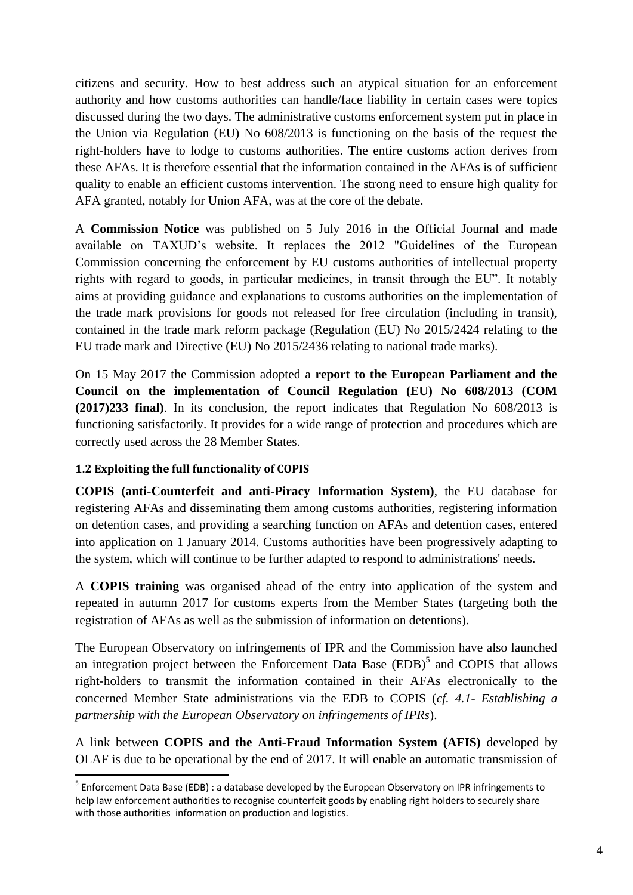citizens and security. How to best address such an atypical situation for an enforcement authority and how customs authorities can handle/face liability in certain cases were topics discussed during the two days. The administrative customs enforcement system put in place in the Union via Regulation (EU) No 608/2013 is functioning on the basis of the request the right-holders have to lodge to customs authorities. The entire customs action derives from these AFAs. It is therefore essential that the information contained in the AFAs is of sufficient quality to enable an efficient customs intervention. The strong need to ensure high quality for AFA granted, notably for Union AFA, was at the core of the debate.

A **Commission Notice** was published on 5 July 2016 in the Official Journal and made available on TAXUD's website. It replaces the 2012 "Guidelines of the European Commission concerning the enforcement by EU customs authorities of intellectual property rights with regard to goods, in particular medicines, in transit through the EU". It notably aims at providing guidance and explanations to customs authorities on the implementation of the trade mark provisions for goods not released for free circulation (including in transit), contained in the trade mark reform package (Regulation (EU) No 2015/2424 relating to the EU trade mark and Directive (EU) No 2015/2436 relating to national trade marks).

On 15 May 2017 the Commission adopted a **report to the European Parliament and the Council on the implementation of Council Regulation (EU) No 608/2013 (COM (2017)233 final)**. In its conclusion, the report indicates that Regulation No 608/2013 is functioning satisfactorily. It provides for a wide range of protection and procedures which are correctly used across the 28 Member States.

### 1.2 Exploiting the full functionality of COPIS

**COPIS (anti-Counterfeit and anti-Piracy Information System)**, the EU database for registering AFAs and disseminating them among customs authorities, registering information on detention cases, and providing a searching function on AFAs and detention cases, entered into application on 1 January 2014. Customs authorities have been progressively adapting to the system, which will continue to be further adapted to respond to administrations' needs.

A **COPIS training** was organised ahead of the entry into application of the system and repeated in autumn 2017 for customs experts from the Member States (targeting both the registration of AFAs as well as the submission of information on detentions).

The European Observatory on infringements of IPR and the Commission have also launched an integration project between the Enforcement Data Base (EDB)[5] and COPIS that allows right-holders to transmit the information contained in their AFAs electronically to the concerned Member State administrations via the EDB to COPIS (*cf. 4.1- Establishing a partnership with the European Observatory on infringements of IPRs*).

A link between **COPIS and the Anti-Fraud Information System (AFIS)** developed by OLAF is due to be operational by the end of 2017. It will enable an automatic transmission of

[5] Enforcement Data Base (EDB) : a database developed by the European Observatory on IPR infringements to help law enforcement authorities to recognise counterfeit goods by enabling right holders to securely share with those authorities information on production and logistics.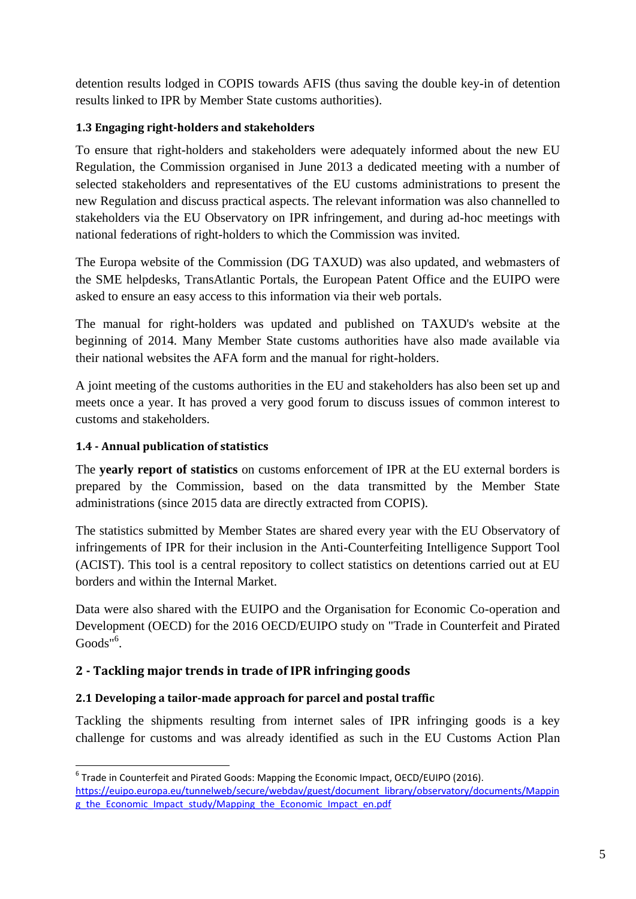detention results lodged in COPIS towards AFIS (thus saving the double key-in of detention results linked to IPR by Member State customs authorities).

### 1.3 Engaging right-holders and stakeholders

To ensure that right-holders and stakeholders were adequately informed about the new EU Regulation, the Commission organised in June 2013 a dedicated meeting with a number of selected stakeholders and representatives of the EU customs administrations to present the new Regulation and discuss practical aspects. The relevant information was also channelled to stakeholders via the EU Observatory on IPR infringement, and during ad-hoc meetings with national federations of right-holders to which the Commission was invited.

The Europa website of the Commission (DG TAXUD) was also updated, and webmasters of the SME helpdesks, TransAtlantic Portals, the European Patent Office and the EUIPO were asked to ensure an easy access to this information via their web portals.

The manual for right-holders was updated and published on TAXUD's website at the beginning of 2014. Many Member State customs authorities have also made available via their national websites the AFA form and the manual for right-holders.

A joint meeting of the customs authorities in the EU and stakeholders has also been set up and meets once a year. It has proved a very good forum to discuss issues of common interest to customs and stakeholders.

### 1.4 - Annual publication of statistics

The **yearly report of statistics** on customs enforcement of IPR at the EU external borders is prepared by the Commission, based on the data transmitted by the Member State administrations (since 2015 data are directly extracted from COPIS).

The statistics submitted by Member States are shared every year with the EU Observatory of infringements of IPR for their inclusion in the Anti-Counterfeiting Intelligence Support Tool (ACIST). This tool is a central repository to collect statistics on detentions carried out at EU borders and within the Internal Market.

Data were also shared with the EUIPO and the Organisation for Economic Co-operation and Development (OECD) for the 2016 OECD/EUIPO study on "Trade in Counterfeit and Pirated Goods"[6].

## 2 - Tackling major trends in trade of IPR infringing goods

### 2.1 Developing a tailor-made approach for parcel and postal traffic

Tackling the shipments resulting from internet sales of IPR infringing goods is a key challenge for customs and was already identified as such in the EU Customs Action Plan

[6] Trade in Counterfeit and Pirated Goods: Mapping the Economic Impact, OECD/EUIPO (2016). https://euipo.europa.eu/tunnelweb/secure/webdav/guest/document_library/observatory/documents/Mapping_the_Economic_Impact_study/Mapping_the_Economic_Impact_en.pdf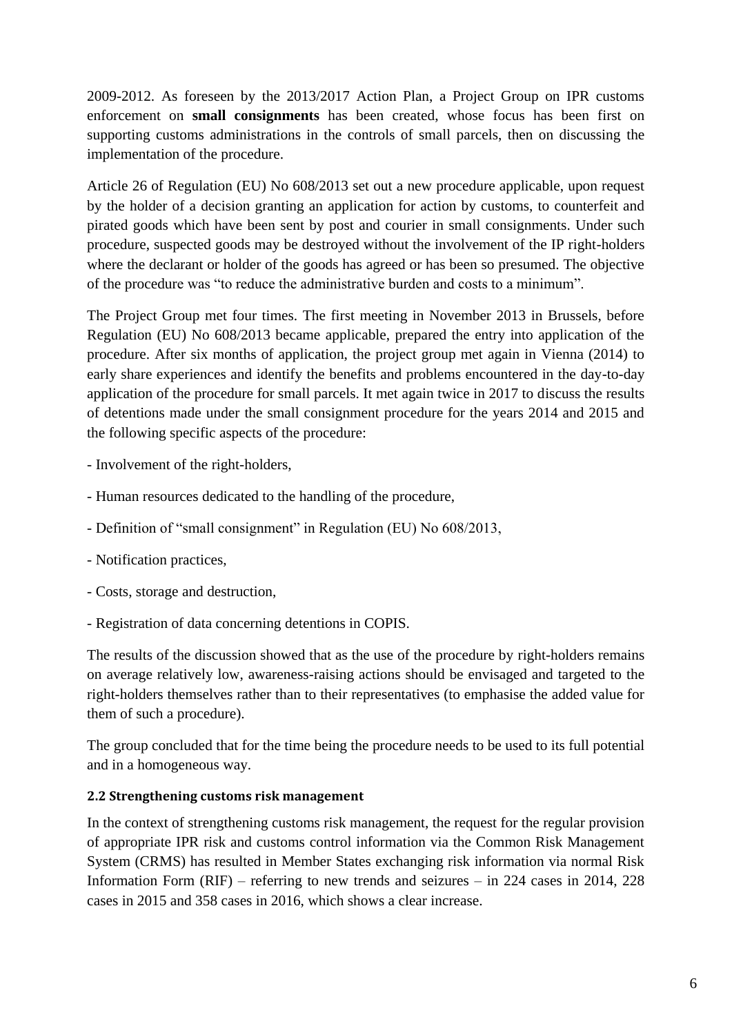2009-2012. As foreseen by the 2013/2017 Action Plan, a Project Group on IPR customs enforcement on **small consignments** has been created, whose focus has been first on supporting customs administrations in the controls of small parcels, then on discussing the implementation of the procedure.

Article 26 of Regulation (EU) No 608/2013 set out a new procedure applicable, upon request by the holder of a decision granting an application for action by customs, to counterfeit and pirated goods which have been sent by post and courier in small consignments. Under such procedure, suspected goods may be destroyed without the involvement of the IP right-holders where the declarant or holder of the goods has agreed or has been so presumed. The objective of the procedure was "to reduce the administrative burden and costs to a minimum".

The Project Group met four times. The first meeting in November 2013 in Brussels, before Regulation (EU) No 608/2013 became applicable, prepared the entry into application of the procedure. After six months of application, the project group met again in Vienna (2014) to early share experiences and identify the benefits and problems encountered in the day-to-day application of the procedure for small parcels. It met again twice in 2017 to discuss the results of detentions made under the small consignment procedure for the years 2014 and 2015 and the following specific aspects of the procedure:

- Involvement of the right-holders,
- Human resources dedicated to the handling of the procedure,
- Definition of "small consignment" in Regulation (EU) No 608/2013,
- Notification practices,
- Costs, storage and destruction,
- Registration of data concerning detentions in COPIS.

The results of the discussion showed that as the use of the procedure by right-holders remains on average relatively low, awareness-raising actions should be envisaged and targeted to the right-holders themselves rather than to their representatives (to emphasise the added value for them of such a procedure).

The group concluded that for the time being the procedure needs to be used to its full potential and in a homogeneous way.

### 2.2 Strengthening customs risk management

In the context of strengthening customs risk management, the request for the regular provision of appropriate IPR risk and customs control information via the Common Risk Management System (CRMS) has resulted in Member States exchanging risk information via normal Risk Information Form (RIF) – referring to new trends and seizures – in 224 cases in 2014, 228 cases in 2015 and 358 cases in 2016, which shows a clear increase.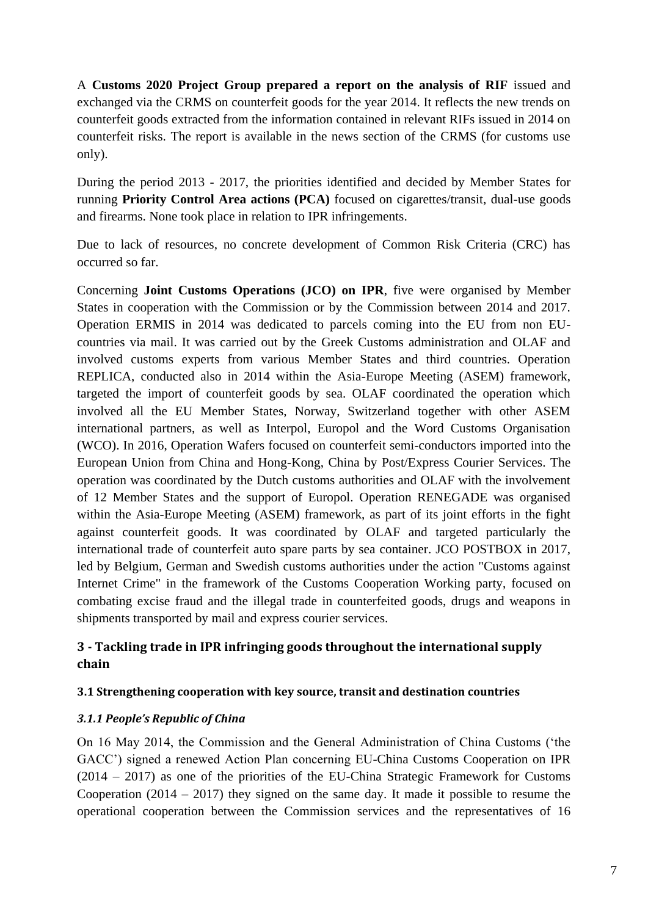A **Customs 2020 Project Group prepared a report on the analysis of RIF** issued and exchanged via the CRMS on counterfeit goods for the year 2014. It reflects the new trends on counterfeit goods extracted from the information contained in relevant RIFs issued in 2014 on counterfeit risks. The report is available in the news section of the CRMS (for customs use only).

During the period 2013 - 2017, the priorities identified and decided by Member States for running **Priority Control Area actions (PCA)** focused on cigarettes/transit, dual-use goods and firearms. None took place in relation to IPR infringements.

Due to lack of resources, no concrete development of Common Risk Criteria (CRC) has occurred so far.

Concerning **Joint Customs Operations (JCO) on IPR**, five were organised by Member States in cooperation with the Commission or by the Commission between 2014 and 2017. Operation ERMIS in 2014 was dedicated to parcels coming into the EU from non EU-countries via mail. It was carried out by the Greek Customs administration and OLAF and involved customs experts from various Member States and third countries. Operation REPLICA, conducted also in 2014 within the Asia-Europe Meeting (ASEM) framework, targeted the import of counterfeit goods by sea. OLAF coordinated the operation which involved all the EU Member States, Norway, Switzerland together with other ASEM international partners, as well as Interpol, Europol and the Word Customs Organisation (WCO). In 2016, Operation Wafers focused on counterfeit semi-conductors imported into the European Union from China and Hong-Kong, China by Post/Express Courier Services. The operation was coordinated by the Dutch customs authorities and OLAF with the involvement of 12 Member States and the support of Europol. Operation RENEGADE was organised within the Asia-Europe Meeting (ASEM) framework, as part of its joint efforts in the fight against counterfeit goods. It was coordinated by OLAF and targeted particularly the international trade of counterfeit auto spare parts by sea container. JCO POSTBOX in 2017, led by Belgium, German and Swedish customs authorities under the action "Customs against Internet Crime" in the framework of the Customs Cooperation Working party, focused on combating excise fraud and the illegal trade in counterfeited goods, drugs and weapons in shipments transported by mail and express courier services.

## 3 - Tackling trade in IPR infringing goods throughout the international supply chain

### 3.1 Strengthening cooperation with key source, transit and destination countries

#### *3.1.1 People's Republic of China*

On 16 May 2014, the Commission and the General Administration of China Customs ('the GACC') signed a renewed Action Plan concerning EU-China Customs Cooperation on IPR (2014 – 2017) as one of the priorities of the EU-China Strategic Framework for Customs Cooperation (2014 – 2017) they signed on the same day. It made it possible to resume the operational cooperation between the Commission services and the representatives of 16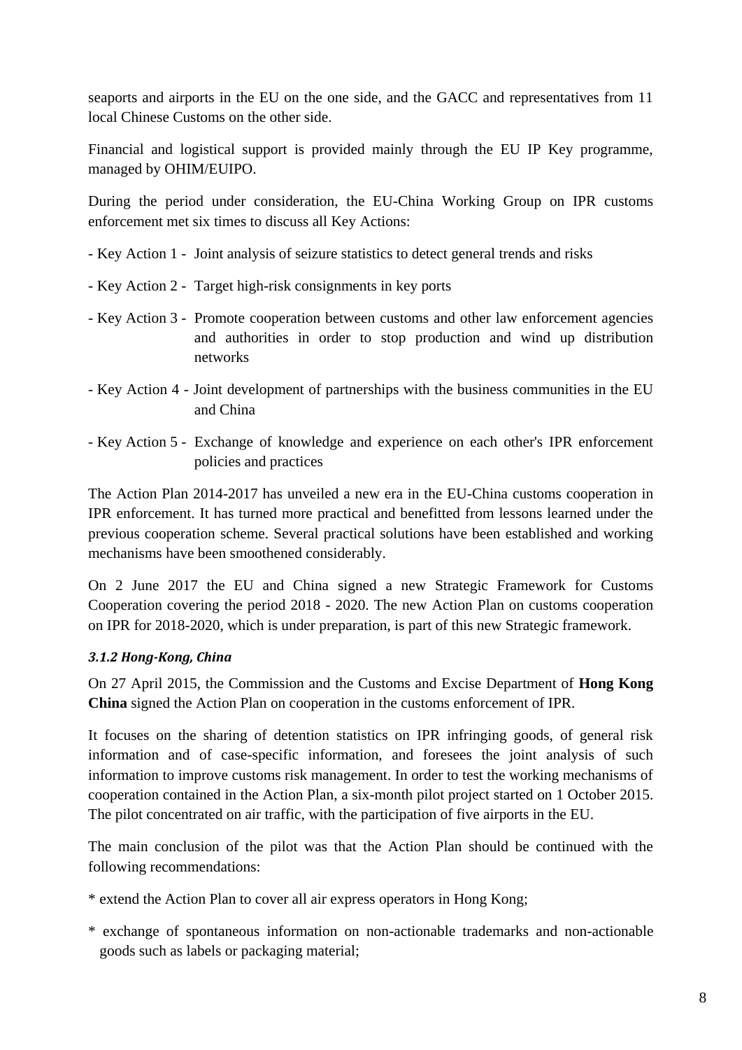seaports and airports in the EU on the one side, and the GACC and representatives from 11 local Chinese Customs on the other side.

Financial and logistical support is provided mainly through the EU IP Key programme, managed by OHIM/EUIPO.

During the period under consideration, the EU-China Working Group on IPR customs enforcement met six times to discuss all Key Actions:

- Key Action 1 - Joint analysis of seizure statistics to detect general trends and risks
- Key Action 2 - Target high-risk consignments in key ports
- Key Action 3 - Promote cooperation between customs and other law enforcement agencies and authorities in order to stop production and wind up distribution networks
- Key Action 4 - Joint development of partnerships with the business communities in the EU and China
- Key Action 5 - Exchange of knowledge and experience on each other's IPR enforcement policies and practices

The Action Plan 2014-2017 has unveiled a new era in the EU-China customs cooperation in IPR enforcement. It has turned more practical and benefitted from lessons learned under the previous cooperation scheme. Several practical solutions have been established and working mechanisms have been smoothened considerably.

On 2 June 2017 the EU and China signed a new Strategic Framework for Customs Cooperation covering the period 2018 - 2020. The new Action Plan on customs cooperation on IPR for 2018-2020, which is under preparation, is part of this new Strategic framework.

#### *3.1.2 Hong-Kong, China*

On 27 April 2015, the Commission and the Customs and Excise Department of **Hong Kong China** signed the Action Plan on cooperation in the customs enforcement of IPR.

It focuses on the sharing of detention statistics on IPR infringing goods, of general risk information and of case-specific information, and foresees the joint analysis of such information to improve customs risk management. In order to test the working mechanisms of cooperation contained in the Action Plan, a six-month pilot project started on 1 October 2015. The pilot concentrated on air traffic, with the participation of five airports in the EU.

The main conclusion of the pilot was that the Action Plan should be continued with the following recommendations:

* extend the Action Plan to cover all air express operators in Hong Kong;
* exchange of spontaneous information on non-actionable trademarks and non-actionable goods such as labels or packaging material;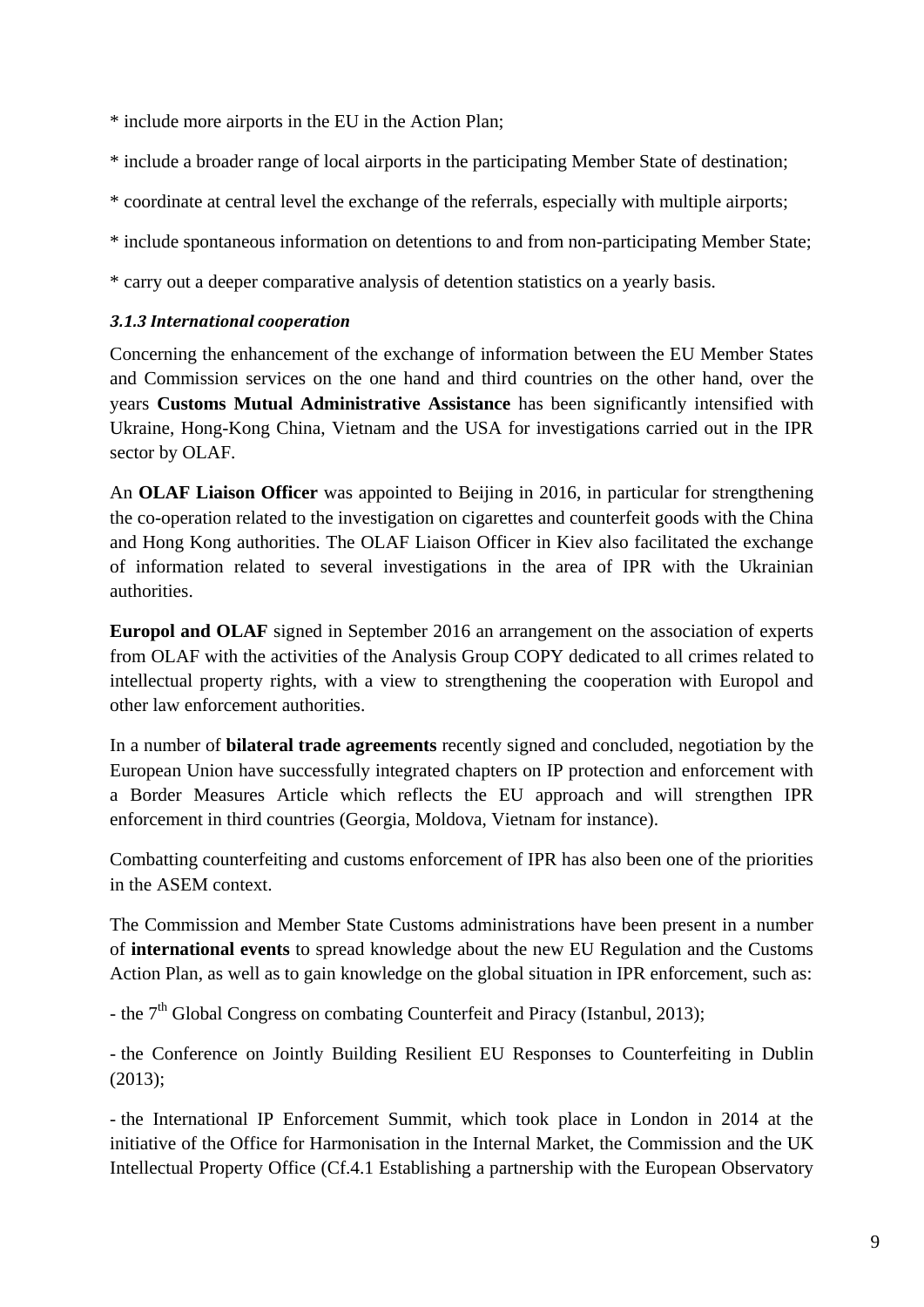* include more airports in the EU in the Action Plan;

* include a broader range of local airports in the participating Member State of destination;

* coordinate at central level the exchange of the referrals, especially with multiple airports;

* include spontaneous information on detentions to and from non-participating Member State;

* carry out a deeper comparative analysis of detention statistics on a yearly basis.

### *3.1.3 International cooperation*

Concerning the enhancement of the exchange of information between the EU Member States and Commission services on the one hand and third countries on the other hand, over the years **Customs Mutual Administrative Assistance** has been significantly intensified with Ukraine, Hong-Kong China, Vietnam and the USA for investigations carried out in the IPR sector by OLAF.

An **OLAF Liaison Officer** was appointed to Beijing in 2016, in particular for strengthening the co-operation related to the investigation on cigarettes and counterfeit goods with the China and Hong Kong authorities. The OLAF Liaison Officer in Kiev also facilitated the exchange of information related to several investigations in the area of IPR with the Ukrainian authorities.

**Europol and OLAF** signed in September 2016 an arrangement on the association of experts from OLAF with the activities of the Analysis Group COPY dedicated to all crimes related to intellectual property rights, with a view to strengthening the cooperation with Europol and other law enforcement authorities.

In a number of **bilateral trade agreements** recently signed and concluded, negotiation by the European Union have successfully integrated chapters on IP protection and enforcement with a Border Measures Article which reflects the EU approach and will strengthen IPR enforcement in third countries (Georgia, Moldova, Vietnam for instance).

Combatting counterfeiting and customs enforcement of IPR has also been one of the priorities in the ASEM context.

The Commission and Member State Customs administrations have been present in a number of **international events** to spread knowledge about the new EU Regulation and the Customs Action Plan, as well as to gain knowledge on the global situation in IPR enforcement, such as:

- the 7th Global Congress on combating Counterfeit and Piracy (Istanbul, 2013);

- the Conference on Jointly Building Resilient EU Responses to Counterfeiting in Dublin (2013);

- the International IP Enforcement Summit, which took place in London in 2014 at the initiative of the Office for Harmonisation in the Internal Market, the Commission and the UK Intellectual Property Office (Cf.4.1 Establishing a partnership with the European Observatory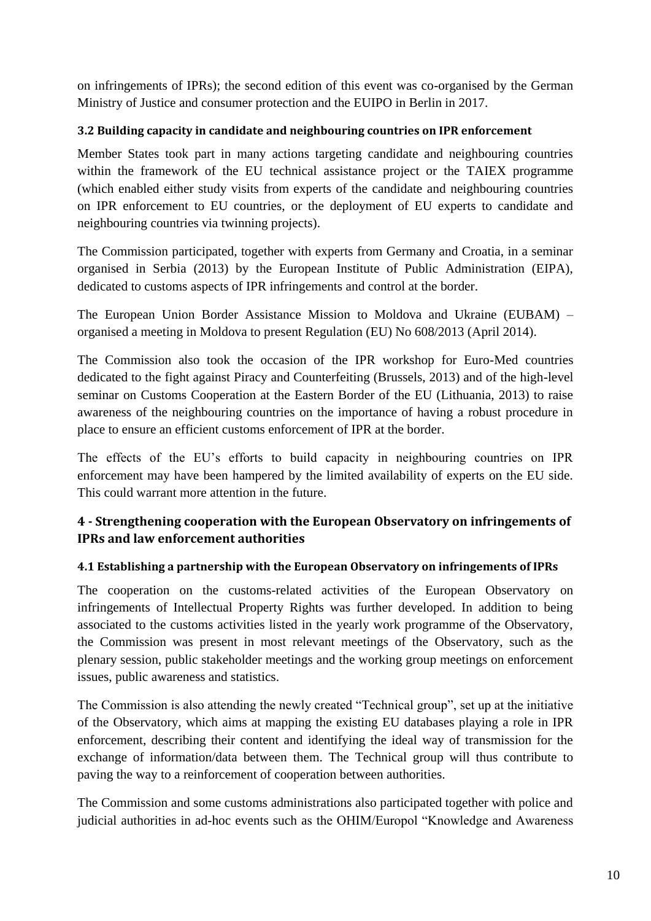on infringements of IPRs); the second edition of this event was co-organised by the German Ministry of Justice and consumer protection and the EUIPO in Berlin in 2017.

### 3.2 Building capacity in candidate and neighbouring countries on IPR enforcement

Member States took part in many actions targeting candidate and neighbouring countries within the framework of the EU technical assistance project or the TAIEX programme (which enabled either study visits from experts of the candidate and neighbouring countries on IPR enforcement to EU countries, or the deployment of EU experts to candidate and neighbouring countries via twinning projects).

The Commission participated, together with experts from Germany and Croatia, in a seminar organised in Serbia (2013) by the European Institute of Public Administration (EIPA), dedicated to customs aspects of IPR infringements and control at the border.

The European Union Border Assistance Mission to Moldova and Ukraine (EUBAM) – organised a meeting in Moldova to present Regulation (EU) No 608/2013 (April 2014).

The Commission also took the occasion of the IPR workshop for Euro-Med countries dedicated to the fight against Piracy and Counterfeiting (Brussels, 2013) and of the high-level seminar on Customs Cooperation at the Eastern Border of the EU (Lithuania, 2013) to raise awareness of the neighbouring countries on the importance of having a robust procedure in place to ensure an efficient customs enforcement of IPR at the border.

The effects of the EU's efforts to build capacity in neighbouring countries on IPR enforcement may have been hampered by the limited availability of experts on the EU side. This could warrant more attention in the future.

## 4 - Strengthening cooperation with the European Observatory on infringements of IPRs and law enforcement authorities

### 4.1 Establishing a partnership with the European Observatory on infringements of IPRs

The cooperation on the customs-related activities of the European Observatory on infringements of Intellectual Property Rights was further developed. In addition to being associated to the customs activities listed in the yearly work programme of the Observatory, the Commission was present in most relevant meetings of the Observatory, such as the plenary session, public stakeholder meetings and the working group meetings on enforcement issues, public awareness and statistics.

The Commission is also attending the newly created "Technical group", set up at the initiative of the Observatory, which aims at mapping the existing EU databases playing a role in IPR enforcement, describing their content and identifying the ideal way of transmission for the exchange of information/data between them. The Technical group will thus contribute to paving the way to a reinforcement of cooperation between authorities.

The Commission and some customs administrations also participated together with police and judicial authorities in ad-hoc events such as the OHIM/Europol "Knowledge and Awareness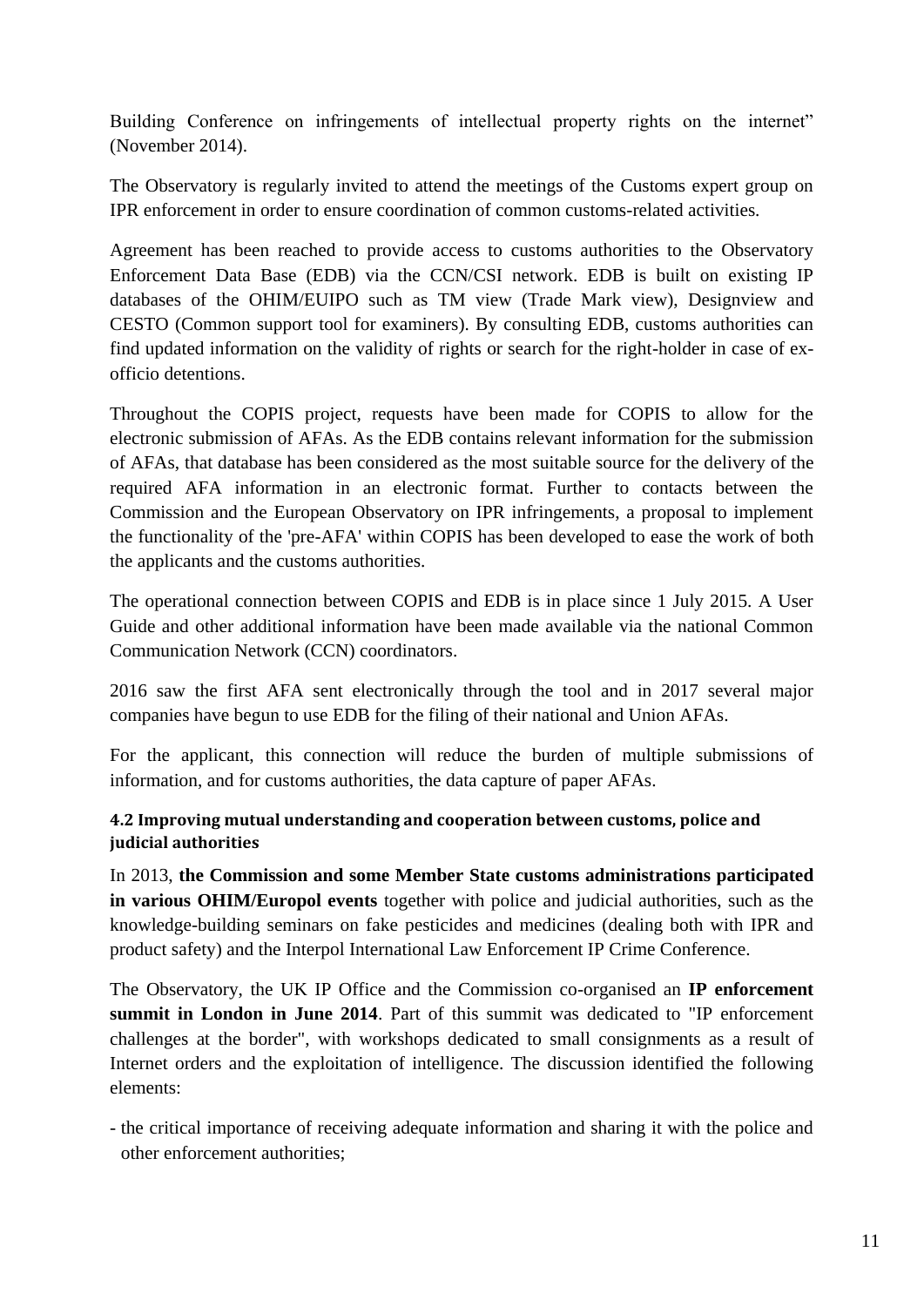Building Conference on infringements of intellectual property rights on the internet" (November 2014).

The Observatory is regularly invited to attend the meetings of the Customs expert group on IPR enforcement in order to ensure coordination of common customs-related activities.

Agreement has been reached to provide access to customs authorities to the Observatory Enforcement Data Base (EDB) via the CCN/CSI network. EDB is built on existing IP databases of the OHIM/EUIPO such as TM view (Trade Mark view), Designview and CESTO (Common support tool for examiners). By consulting EDB, customs authorities can find updated information on the validity of rights or search for the right-holder in case of ex-officio detentions.

Throughout the COPIS project, requests have been made for COPIS to allow for the electronic submission of AFAs. As the EDB contains relevant information for the submission of AFAs, that database has been considered as the most suitable source for the delivery of the required AFA information in an electronic format. Further to contacts between the Commission and the European Observatory on IPR infringements, a proposal to implement the functionality of the 'pre-AFA' within COPIS has been developed to ease the work of both the applicants and the customs authorities.

The operational connection between COPIS and EDB is in place since 1 July 2015. A User Guide and other additional information have been made available via the national Common Communication Network (CCN) coordinators.

2016 saw the first AFA sent electronically through the tool and in 2017 several major companies have begun to use EDB for the filing of their national and Union AFAs.

For the applicant, this connection will reduce the burden of multiple submissions of information, and for customs authorities, the data capture of paper AFAs.

#### 4.2 Improving mutual understanding and cooperation between customs, police and judicial authorities

In 2013, **the Commission and some Member State customs administrations participated in various OHIM/Europol events** together with police and judicial authorities, such as the knowledge-building seminars on fake pesticides and medicines (dealing both with IPR and product safety) and the Interpol International Law Enforcement IP Crime Conference.

The Observatory, the UK IP Office and the Commission co-organised an **IP enforcement summit in London in June 2014**. Part of this summit was dedicated to "IP enforcement challenges at the border", with workshops dedicated to small consignments as a result of Internet orders and the exploitation of intelligence. The discussion identified the following elements:

- the critical importance of receiving adequate information and sharing it with the police and other enforcement authorities;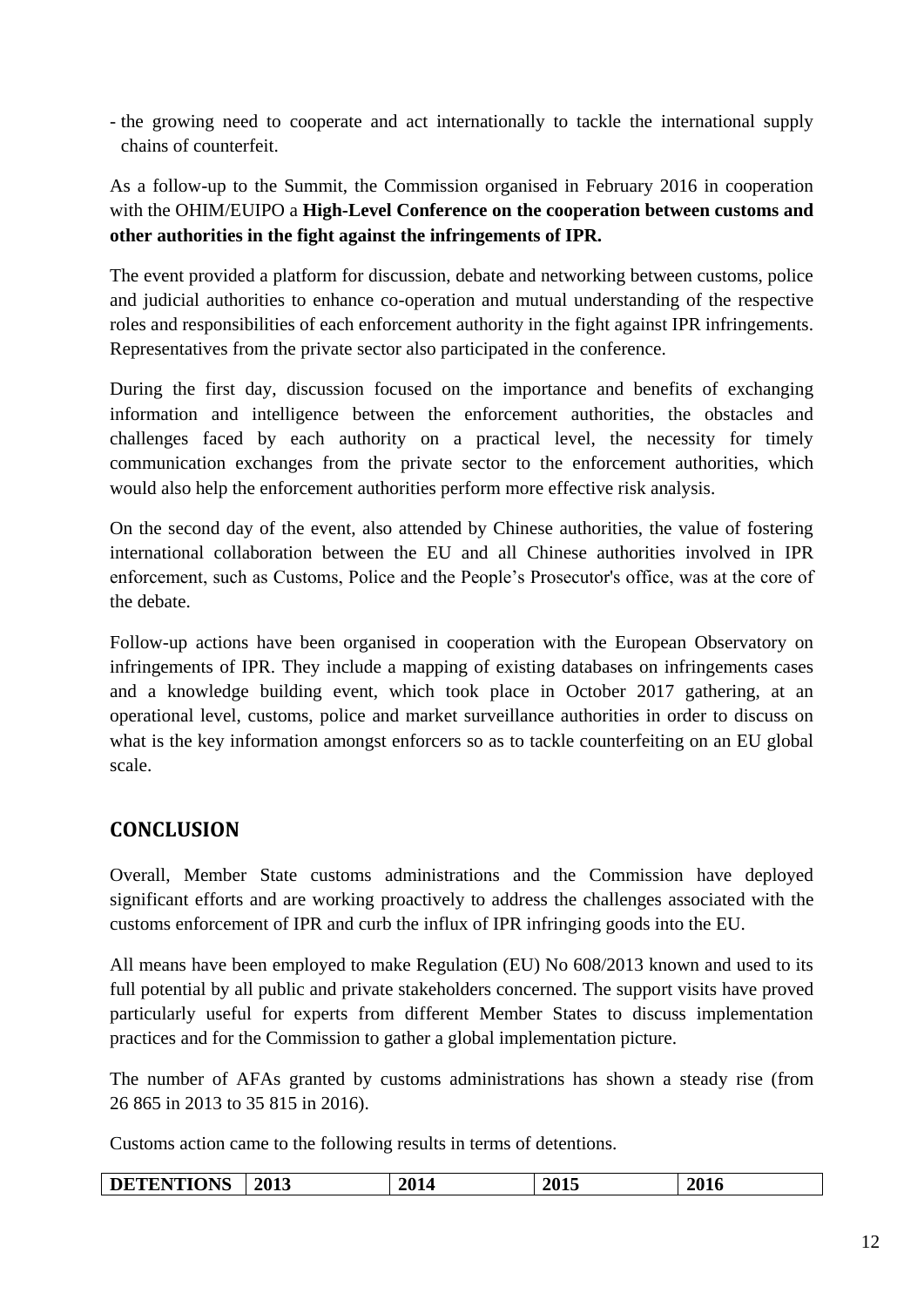- the growing need to cooperate and act internationally to tackle the international supply chains of counterfeit.

As a follow-up to the Summit, the Commission organised in February 2016 in cooperation with the OHIM/EUIPO a **High-Level Conference on the cooperation between customs and other authorities in the fight against the infringements of IPR.**

The event provided a platform for discussion, debate and networking between customs, police and judicial authorities to enhance co-operation and mutual understanding of the respective roles and responsibilities of each enforcement authority in the fight against IPR infringements. Representatives from the private sector also participated in the conference.

During the first day, discussion focused on the importance and benefits of exchanging information and intelligence between the enforcement authorities, the obstacles and challenges faced by each authority on a practical level, the necessity for timely communication exchanges from the private sector to the enforcement authorities, which would also help the enforcement authorities perform more effective risk analysis.

On the second day of the event, also attended by Chinese authorities, the value of fostering international collaboration between the EU and all Chinese authorities involved in IPR enforcement, such as Customs, Police and the People's Prosecutor's office, was at the core of the debate.

Follow-up actions have been organised in cooperation with the European Observatory on infringements of IPR. They include a mapping of existing databases on infringements cases and a knowledge building event, which took place in October 2017 gathering, at an operational level, customs, police and market surveillance authorities in order to discuss on what is the key information amongst enforcers so as to tackle counterfeiting on an EU global scale.

## CONCLUSION

Overall, Member State customs administrations and the Commission have deployed significant efforts and are working proactively to address the challenges associated with the customs enforcement of IPR and curb the influx of IPR infringing goods into the EU.

All means have been employed to make Regulation (EU) No 608/2013 known and used to its full potential by all public and private stakeholders concerned. The support visits have proved particularly useful for experts from different Member States to discuss implementation practices and for the Commission to gather a global implementation picture.

The number of AFAs granted by customs administrations has shown a steady rise (from 26 865 in 2013 to 35 815 in 2016).

Customs action came to the following results in terms of detentions.

| DETENTIONS | 2013 | 2014 | 2015 | 2016 |
|---|---|---|---|---|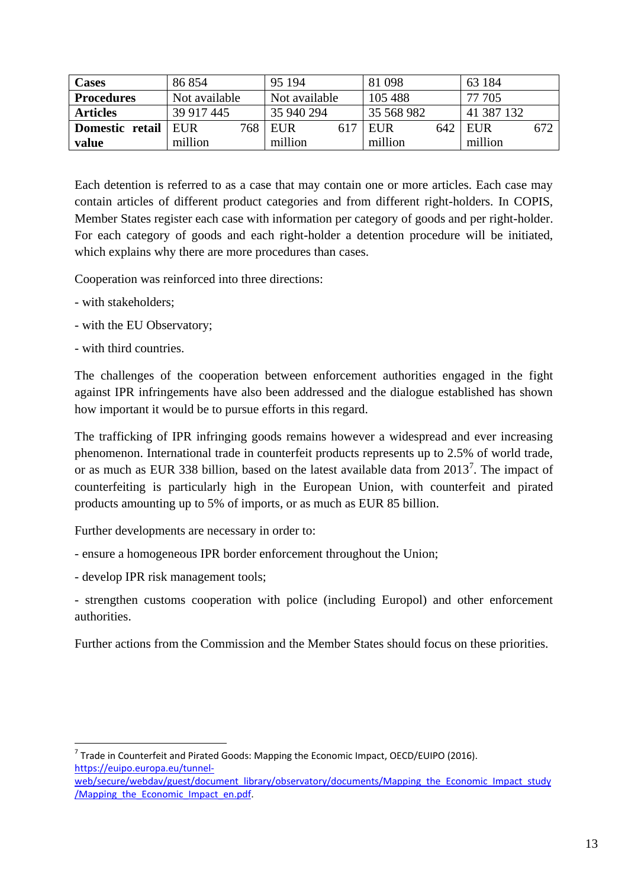| **Cases** | 86 854 | 95 194 | 81 098 | 63 184 |
|---|---|---|---|---|
| **Procedures** | Not available | Not available | 105 488 | 77 705 |
| **Articles** | 39 917 445 | 35 940 294 | 35 568 982 | 41 387 132 |
| **Domestic retail value** | EUR 768 million | EUR 617 million | EUR 642 million | EUR 672 million |

Each detention is referred to as a case that may contain one or more articles. Each case may contain articles of different product categories and from different right-holders. In COPIS, Member States register each case with information per category of goods and per right-holder. For each category of goods and each right-holder a detention procedure will be initiated, which explains why there are more procedures than cases.

Cooperation was reinforced into three directions:

- with stakeholders;

- with the EU Observatory;

- with third countries.

The challenges of the cooperation between enforcement authorities engaged in the fight against IPR infringements have also been addressed and the dialogue established has shown how important it would be to pursue efforts in this regard.

The trafficking of IPR infringing goods remains however a widespread and ever increasing phenomenon. International trade in counterfeit products represents up to 2.5% of world trade, or as much as EUR 338 billion, based on the latest available data from 2013[7]. The impact of counterfeiting is particularly high in the European Union, with counterfeit and pirated products amounting up to 5% of imports, or as much as EUR 85 billion.

Further developments are necessary in order to:

- ensure a homogeneous IPR border enforcement throughout the Union;

- develop IPR risk management tools;

- strengthen customs cooperation with police (including Europol) and other enforcement authorities.

Further actions from the Commission and the Member States should focus on these priorities.

---

[7] Trade in Counterfeit and Pirated Goods: Mapping the Economic Impact, OECD/EUIPO (2016). https://euipo.europa.eu/tunnel-web/secure/webdav/guest/document_library/observatory/documents/Mapping_the_Economic_Impact_study/Mapping_the_Economic_Impact_en.pdf.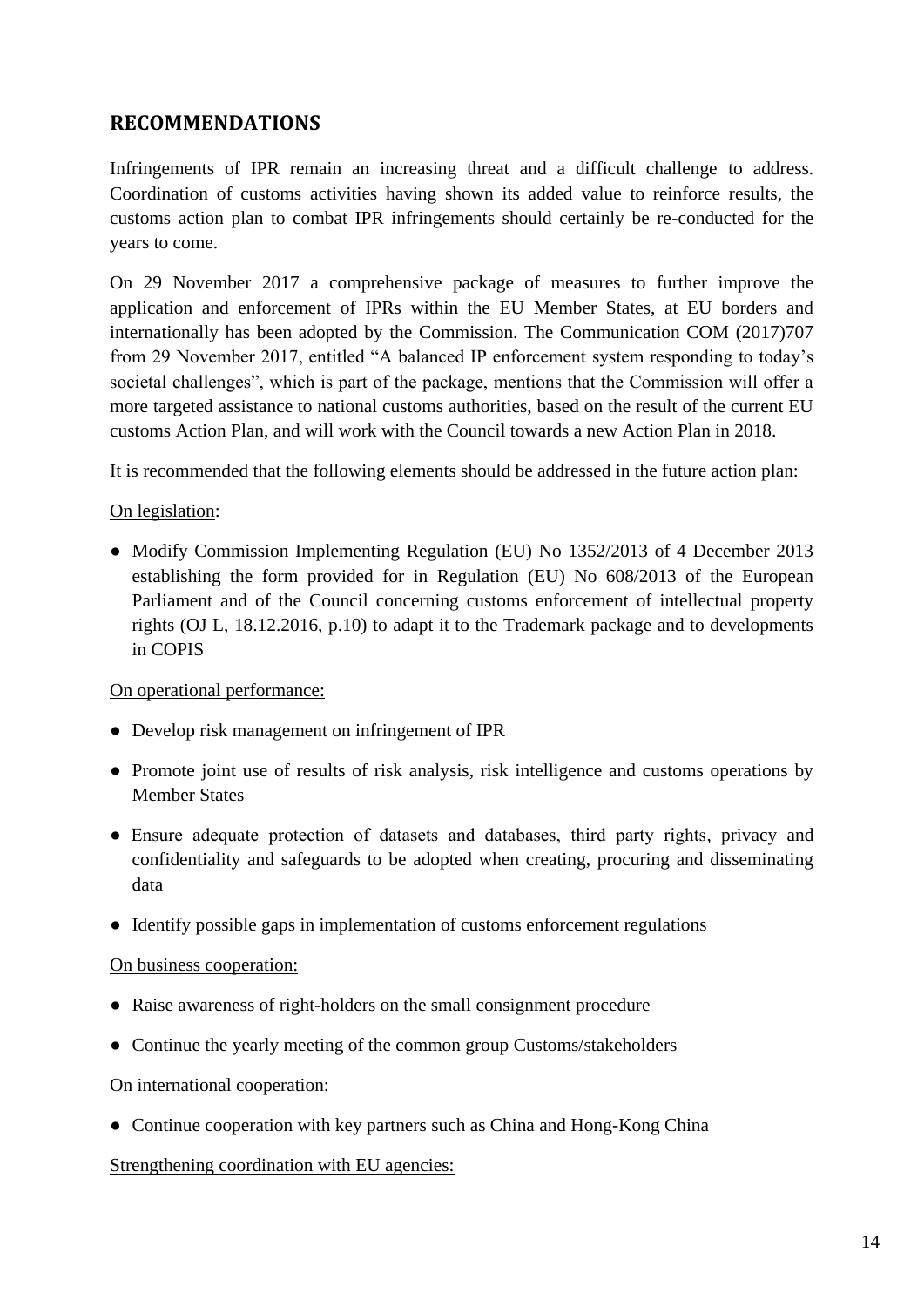## RECOMMENDATIONS

Infringements of IPR remain an increasing threat and a difficult challenge to address. Coordination of customs activities having shown its added value to reinforce results, the customs action plan to combat IPR infringements should certainly be re-conducted for the years to come.

On 29 November 2017 a comprehensive package of measures to further improve the application and enforcement of IPRs within the EU Member States, at EU borders and internationally has been adopted by the Commission. The Communication COM (2017)707 from 29 November 2017, entitled "A balanced IP enforcement system responding to today's societal challenges", which is part of the package, mentions that the Commission will offer a more targeted assistance to national customs authorities, based on the result of the current EU customs Action Plan, and will work with the Council towards a new Action Plan in 2018.

It is recommended that the following elements should be addressed in the future action plan:

<u>On legislation</u>:

- Modify Commission Implementing Regulation (EU) No 1352/2013 of 4 December 2013 establishing the form provided for in Regulation (EU) No 608/2013 of the European Parliament and of the Council concerning customs enforcement of intellectual property rights (OJ L, 18.12.2016, p.10) to adapt it to the Trademark package and to developments in COPIS

<u>On operational performance:</u>

- Develop risk management on infringement of IPR
- Promote joint use of results of risk analysis, risk intelligence and customs operations by Member States
- Ensure adequate protection of datasets and databases, third party rights, privacy and confidentiality and safeguards to be adopted when creating, procuring and disseminating data
- Identify possible gaps in implementation of customs enforcement regulations

<u>On business cooperation:</u>

- Raise awareness of right-holders on the small consignment procedure
- Continue the yearly meeting of the common group Customs/stakeholders

<u>On international cooperation:</u>

- Continue cooperation with key partners such as China and Hong-Kong China

<u>Strengthening coordination with EU agencies:</u>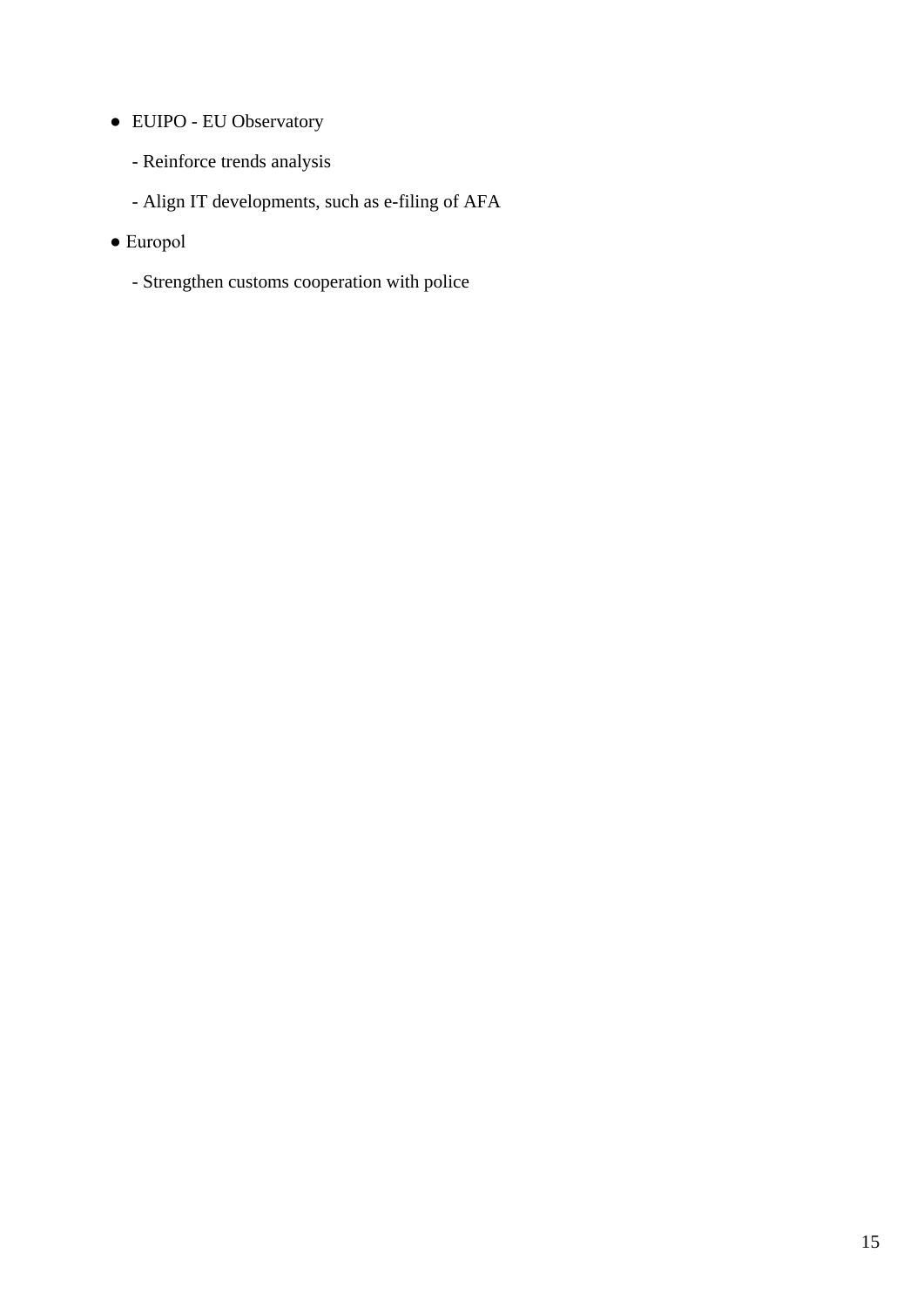- EUIPO - EU Observatory
  - Reinforce trends analysis
  - Align IT developments, such as e-filing of AFA
- Europol
  - Strengthen customs cooperation with police